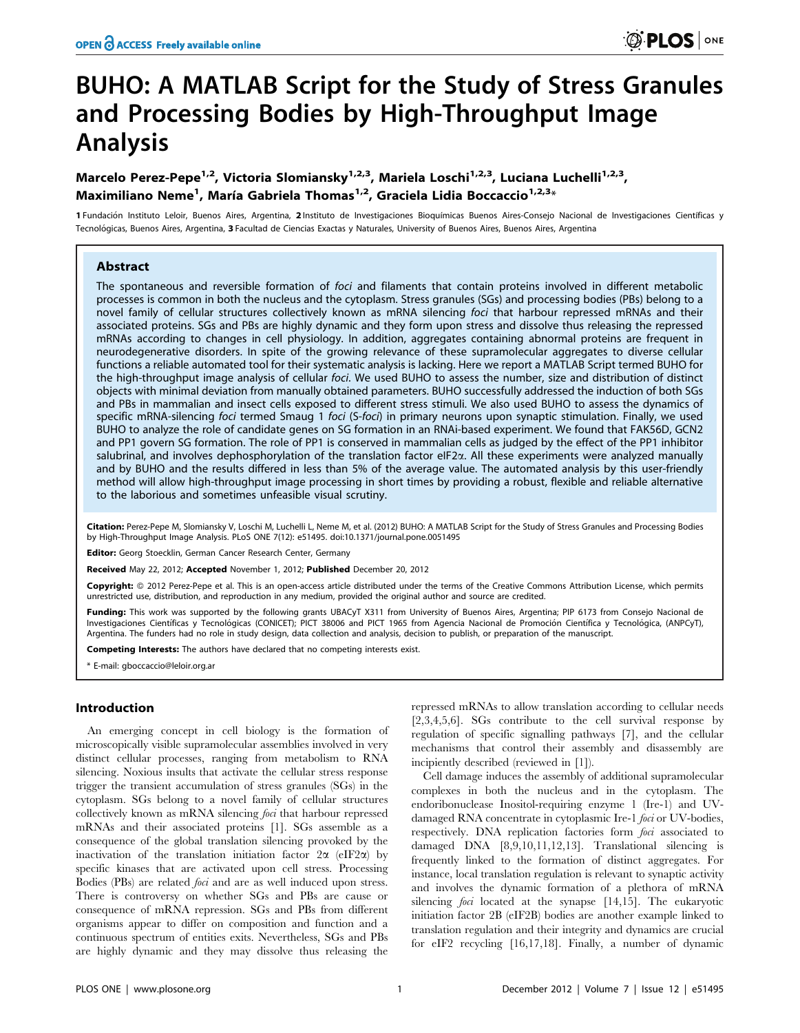# BUHO: A MATLAB Script for the Study of Stress Granules and Processing Bodies by High-Throughput Image Analysis

**Marcelo Perez-Pepe[1,2], Victoria Slomiansky[1,2,3], Mariela Loschi[1,2,3], Luciana Luchelli[1,2,3], Maximiliano Neme[1], María Gabriela Thomas[1,2], Graciela Lidia Boccaccio[1,2,3]***

1 Fundación Instituto Leloir, Buenos Aires, Argentina, 2 Instituto de Investigaciones Bioquímicas Buenos Aires-Consejo Nacional de Investigaciones Científicas y Tecnológicas, Buenos Aires, Argentina, 3 Facultad de Ciencias Exactas y Naturales, University of Buenos Aires, Buenos Aires, Argentina

## Abstract

The spontaneous and reversible formation of *foci* and filaments that contain proteins involved in different metabolic processes is common in both the nucleus and the cytoplasm. Stress granules (SGs) and processing bodies (PBs) belong to a novel family of cellular structures collectively known as mRNA silencing *foci* that harbour repressed mRNAs and their associated proteins. SGs and PBs are highly dynamic and they form upon stress and dissolve thus releasing the repressed mRNAs according to changes in cell physiology. In addition, aggregates containing abnormal proteins are frequent in neurodegenerative disorders. In spite of the growing relevance of these supramolecular aggregates to diverse cellular functions a reliable automated tool for their systematic analysis is lacking. Here we report a MATLAB Script termed BUHO for the high-throughput image analysis of cellular *foci*. We used BUHO to assess the number, size and distribution of distinct objects with minimal deviation from manually obtained parameters. BUHO successfully addressed the induction of both SGs and PBs in mammalian and insect cells exposed to different stress stimuli. We also used BUHO to assess the dynamics of specific mRNA-silencing *foci* termed Smaug 1 *foci* (S-*foci*) in primary neurons upon synaptic stimulation. Finally, we used BUHO to analyze the role of candidate genes on SG formation in an RNAi-based experiment. We found that FAK56D, GCN2 and PP1 govern SG formation. The role of PP1 is conserved in mammalian cells as judged by the effect of the PP1 inhibitor salubrinal, and involves dephosphorylation of the translation factor eIF2α. All these experiments were analyzed manually and by BUHO and the results differed in less than 5% of the average value. The automated analysis by this user-friendly method will allow high-throughput image processing in short times by providing a robust, flexible and reliable alternative to the laborious and sometimes unfeasible visual scrutiny.

**Citation:** Perez-Pepe M, Slomiansky V, Loschi M, Luchelli L, Neme M, et al. (2012) BUHO: A MATLAB Script for the Study of Stress Granules and Processing Bodies by High-Throughput Image Analysis. PLoS ONE 7(12): e51495. doi:10.1371/journal.pone.0051495

**Editor:** Georg Stoecklin, German Cancer Research Center, Germany

**Received** May 22, 2012; **Accepted** November 1, 2012; **Published** December 20, 2012

**Copyright:** © 2012 Perez-Pepe et al. This is an open-access article distributed under the terms of the Creative Commons Attribution License, which permits unrestricted use, distribution, and reproduction in any medium, provided the original author and source are credited.

**Funding:** This work was supported by the following grants UBACyT X311 from University of Buenos Aires, Argentina; PIP 6173 from Consejo Nacional de Investigaciones Científicas y Tecnológicas (CONICET); PICT 38006 and PICT 1965 from Agencia Nacional de Promoción Científica y Tecnológica, (ANPCyT), Argentina. The funders had no role in study design, data collection and analysis, decision to publish, or preparation of the manuscript.

**Competing Interests:** The authors have declared that no competing interests exist.

* E-mail: gboccaccio@leloir.org.ar

## Introduction

An emerging concept in cell biology is the formation of microscopically visible supramolecular assemblies involved in very distinct cellular processes, ranging from metabolism to RNA silencing. Noxious insults that activate the cellular stress response trigger the transient accumulation of stress granules (SGs) in the cytoplasm. SGs belong to a novel family of cellular structures collectively known as mRNA silencing *foci* that harbour repressed mRNAs and their associated proteins [1]. SGs assemble as a consequence of the global translation silencing provoked by the inactivation of the translation initiation factor 2α (eIF2α) by specific kinases that are activated upon cell stress. Processing Bodies (PBs) are related *foci* and are as well induced upon stress. There is controversy on whether SGs and PBs are cause or consequence of mRNA repression. SGs and PBs from different organisms appear to differ on composition and function and a continuous spectrum of entities exits. Nevertheless, SGs and PBs are highly dynamic and they may dissolve thus releasing the repressed mRNAs to allow translation according to cellular needs [2,3,4,5,6]. SGs contribute to the cell survival response by regulation of specific signalling pathways [7], and the cellular mechanisms that control their assembly and disassembly are incipiently described (reviewed in [1]).

Cell damage induces the assembly of additional supramolecular complexes in both the nucleus and in the cytoplasm. The endoribonuclease Inositol-requiring enzyme 1 (Ire-1) and UV-damaged RNA concentrate in cytoplasmic Ire-1 *foci* or UV-bodies, respectively. DNA replication factories form *foci* associated to damaged DNA [8,9,10,11,12,13]. Translational silencing is frequently linked to the formation of distinct aggregates. For instance, local translation regulation is relevant to synaptic activity and involves the dynamic formation of a plethora of mRNA silencing *foci* located at the synapse [14,15]. The eukaryotic initiation factor 2B (eIF2B) bodies are another example linked to translation regulation and their integrity and dynamics are crucial for eIF2 recycling [16,17,18]. Finally, a number of dynamic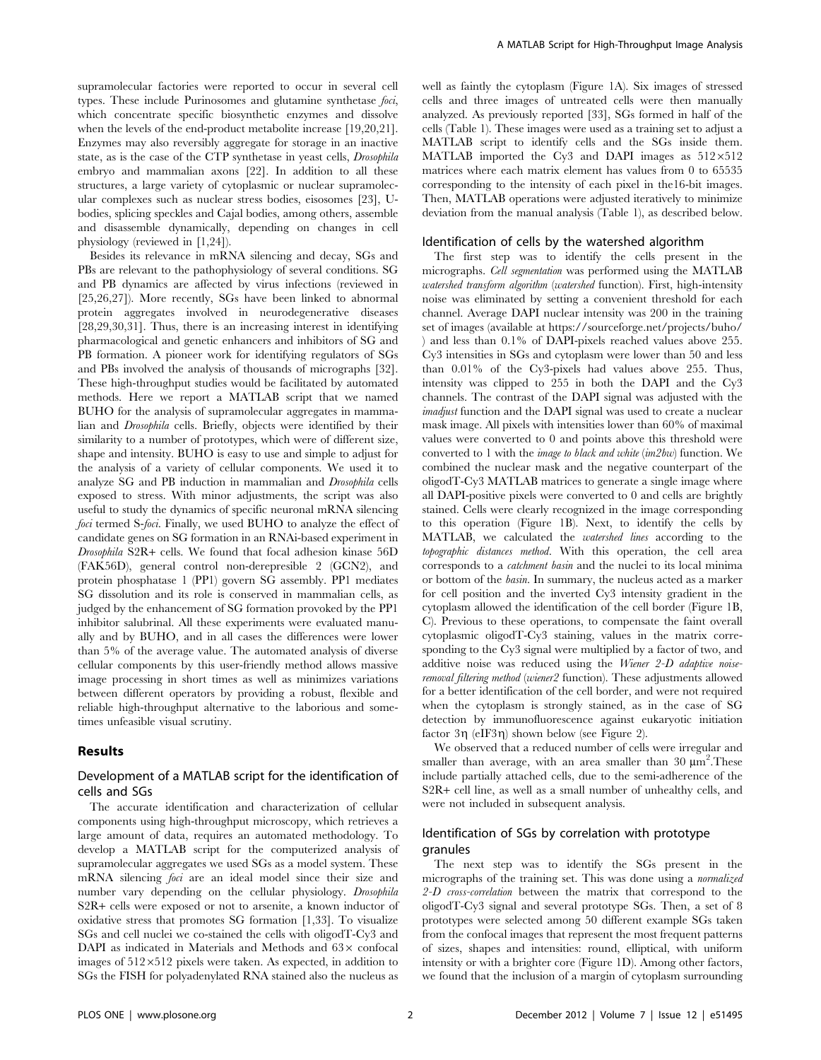supramolecular factories were reported to occur in several cell types. These include Purinosomes and glutamine synthetase *foci*, which concentrate specific biosynthetic enzymes and dissolve when the levels of the end-product metabolite increase [19,20,21]. Enzymes may also reversibly aggregate for storage in an inactive state, as is the case of the CTP synthetase in yeast cells, *Drosophila* embryo and mammalian axons [22]. In addition to all these structures, a large variety of cytoplasmic or nuclear supramolecular complexes such as nuclear stress bodies, eisosomes [23], U-bodies, splicing speckles and Cajal bodies, among others, assemble and disassemble dynamically, depending on changes in cell physiology (reviewed in [1,24]).

Besides its relevance in mRNA silencing and decay, SGs and PBs are relevant to the pathophysiology of several conditions. SG and PB dynamics are affected by virus infections (reviewed in [25,26,27]). More recently, SGs have been linked to abnormal protein aggregates involved in neurodegenerative diseases [28,29,30,31]. Thus, there is an increasing interest in identifying pharmacological and genetic enhancers and inhibitors of SG and PB formation. A pioneer work for identifying regulators of SGs and PBs involved the analysis of thousands of micrographs [32]. These high-throughput studies would be facilitated by automated methods. Here we report a MATLAB script that we named BUHO for the analysis of supramolecular aggregates in mammalian and *Drosophila* cells. Briefly, objects were identified by their similarity to a number of prototypes, which were of different size, shape and intensity. BUHO is easy to use and simple to adjust for the analysis of a variety of cellular components. We used it to analyze SG and PB induction in mammalian and *Drosophila* cells exposed to stress. With minor adjustments, the script was also useful to study the dynamics of specific neuronal mRNA silencing *foci* termed S-*foci*. Finally, we used BUHO to analyze the effect of candidate genes on SG formation in an RNAi-based experiment in *Drosophila* S2R+ cells. We found that focal adhesion kinase 56D (FAK56D), general control non-derepresible 2 (GCN2), and protein phosphatase 1 (PP1) govern SG assembly. PP1 mediates SG dissolution and its role is conserved in mammalian cells, as judged by the enhancement of SG formation provoked by the PP1 inhibitor salubrinal. All these experiments were evaluated manually and by BUHO, and in all cases the differences were lower than 5% of the average value. The automated analysis of diverse cellular components by this user-friendly method allows massive image processing in short times as well as minimizes variations between different operators by providing a robust, flexible and reliable high-throughput alternative to the laborious and sometimes unfeasible visual scrutiny.

## Results

### Development of a MATLAB script for the identification of cells and SGs

The accurate identification and characterization of cellular components using high-throughput microscopy, which retrieves a large amount of data, requires an automated methodology. To develop a MATLAB script for the computerized analysis of supramolecular aggregates we used SGs as a model system. These mRNA silencing *foci* are an ideal model since their size and number vary depending on the cellular physiology. *Drosophila* S2R+ cells were exposed or not to arsenite, a known inductor of oxidative stress that promotes SG formation [1,33]. To visualize SGs and cell nuclei we co-stained the cells with oligodT-Cy3 and DAPI as indicated in Materials and Methods and 63× confocal images of 512×512 pixels were taken. As expected, in addition to SGs the FISH for polyadenylated RNA stained also the nucleus as well as faintly the cytoplasm (Figure 1A). Six images of stressed cells and three images of untreated cells were then manually analyzed. As previously reported [33], SGs formed in half of the cells (Table 1). These images were used as a training set to adjust a MATLAB script to identify cells and the SGs inside them. MATLAB imported the Cy3 and DAPI images as 512×512 matrices where each matrix element has values from 0 to 65535 corresponding to the intensity of each pixel in the16-bit images. Then, MATLAB operations were adjusted iteratively to minimize deviation from the manual analysis (Table 1), as described below.

### Identification of cells by the watershed algorithm

The first step was to identify the cells present in the micrographs. *Cell segmentation* was performed using the MATLAB *watershed transform algorithm* (*watershed* function). First, high-intensity noise was eliminated by setting a convenient threshold for each channel. Average DAPI nuclear intensity was 200 in the training set of images (available at https://sourceforge.net/projects/buho/ ) and less than 0.1% of DAPI-pixels reached values above 255. Cy3 intensities in SGs and cytoplasm were lower than 50 and less than 0.01% of the Cy3-pixels had values above 255. Thus, intensity was clipped to 255 in both the DAPI and the Cy3 channels. The contrast of the DAPI signal was adjusted with the *imadjust* function and the DAPI signal was used to create a nuclear mask image. All pixels with intensities lower than 60% of maximal values were converted to 0 and points above this threshold were converted to 1 with the *image to black and white* (*im2bw*) function. We combined the nuclear mask and the negative counterpart of the oligodT-Cy3 MATLAB matrices to generate a single image where all DAPI-positive pixels were converted to 0 and cells are brightly stained. Cells were clearly recognized in the image corresponding to this operation (Figure 1B). Next, to identify the cells by MATLAB, we calculated the *watershed lines* according to the *topographic distances method*. With this operation, the cell area corresponds to a *catchment basin* and the nuclei to its local minima or bottom of the *basin*. In summary, the nucleus acted as a marker for cell position and the inverted Cy3 intensity gradient in the cytoplasm allowed the identification of the cell border (Figure 1B, C). Previous to these operations, to compensate the faint overall cytoplasmic oligodT-Cy3 staining, values in the matrix corresponding to the Cy3 signal were multiplied by a factor of two, and additive noise was reduced using the *Wiener 2-D adaptive noise-removal filtering method* (*wiener2* function). These adjustments allowed for a better identification of the cell border, and were not required when the cytoplasm is strongly stained, as in the case of SG detection by immunofluorescence against eukaryotic initiation factor 3η (eIF3η) shown below (see Figure 2).

We observed that a reduced number of cells were irregular and smaller than average, with an area smaller than 30 μm$^2$.These include partially attached cells, due to the semi-adherence of the S2R+ cell line, as well as a small number of unhealthy cells, and were not included in subsequent analysis.

### Identification of SGs by correlation with prototype granules

The next step was to identify the SGs present in the micrographs of the training set. This was done using a *normalized 2-D cross-correlation* between the matrix that correspond to the oligodT-Cy3 signal and several prototype SGs. Then, a set of 8 prototypes were selected among 50 different example SGs taken from the confocal images that represent the most frequent patterns of sizes, shapes and intensities: round, elliptical, with uniform intensity or with a brighter core (Figure 1D). Among other factors, we found that the inclusion of a margin of cytoplasm surrounding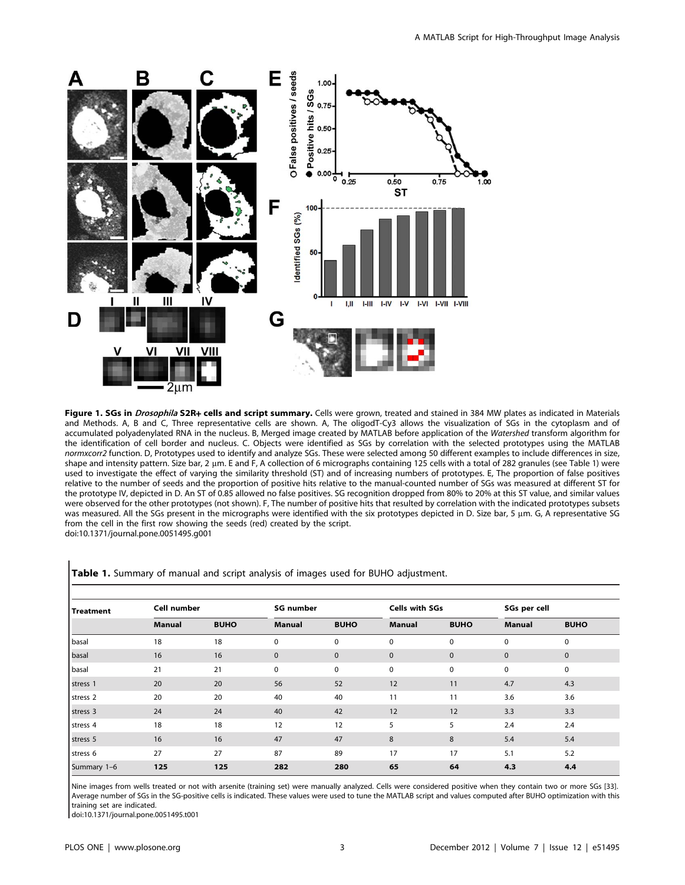**Figure 1. SGs in *Drosophila* S2R+ cells and script summary.** Cells were grown, treated and stained in 384 MW plates as indicated in Materials and Methods. A, B and C, Three representative cells are shown. A, The oligodT-Cy3 allows the visualization of SGs in the cytoplasm and of accumulated polyadenylated RNA in the nucleus. B, Merged image created by MATLAB before application of the *Watershed* transform algorithm for the identification of cell border and nucleus. C. Objects were identified as SGs by correlation with the selected prototypes using the MATLAB *normxcorr2* function. D, Prototypes used to identify and analyze SGs. These were selected among 50 different examples to include differences in size, shape and intensity pattern. Size bar, 2 µm. E and F, A collection of 6 micrographs containing 125 cells with a total of 282 granules (see Table 1) were used to investigate the effect of varying the similarity threshold (ST) and of increasing numbers of prototypes. E, The proportion of false positives relative to the number of seeds and the proportion of positive hits relative to the manual-counted number of SGs was measured at different ST for the prototype IV, depicted in D. An ST of 0.85 allowed no false positives. SG recognition dropped from 80% to 20% at this ST value, and similar values were observed for the other prototypes (not shown). F, The number of positive hits that resulted by correlation with the indicated prototypes subsets was measured. All the SGs present in the micrographs were identified with the six prototypes depicted in D. Size bar, 5 µm. G, A representative SG from the cell in the first row showing the seeds (red) created by the script.
doi:10.1371/journal.pone.0051495.g001

**Table 1.** Summary of manual and script analysis of images used for BUHO adjustment.

| Treatment | Cell number | | SG number | | Cells with SGs | | SGs per cell | |
|---|---|---|---|---|---|---|---|---|
| | **Manual** | **BUHO** | **Manual** | **BUHO** | **Manual** | **BUHO** | **Manual** | **BUHO** |
| basal | 18 | 18 | 0 | 0 | 0 | 0 | 0 | 0 |
| basal | 16 | 16 | 0 | 0 | 0 | 0 | 0 | 0 |
| basal | 21 | 21 | 0 | 0 | 0 | 0 | 0 | 0 |
| stress 1 | 20 | 20 | 56 | 52 | 12 | 11 | 4.7 | 4.3 |
| stress 2 | 20 | 20 | 40 | 40 | 11 | 11 | 3.6 | 3.6 |
| stress 3 | 24 | 24 | 40 | 42 | 12 | 12 | 3.3 | 3.3 |
| stress 4 | 18 | 18 | 12 | 12 | 5 | 5 | 2.4 | 2.4 |
| stress 5 | 16 | 16 | 47 | 47 | 8 | 8 | 5.4 | 5.4 |
| stress 6 | 27 | 27 | 87 | 89 | 17 | 17 | 5.1 | 5.2 |
| Summary 1–6 | **125** | **125** | **282** | **280** | **65** | **64** | **4.3** | **4.4** |

Nine images from wells treated or not with arsenite (training set) were manually analyzed. Cells were considered positive when they contain two or more SGs [33]. Average number of SGs in the SG-positive cells is indicated. These values were used to tune the MATLAB script and values computed after BUHO optimization with this training set are indicated.
doi:10.1371/journal.pone.0051495.t001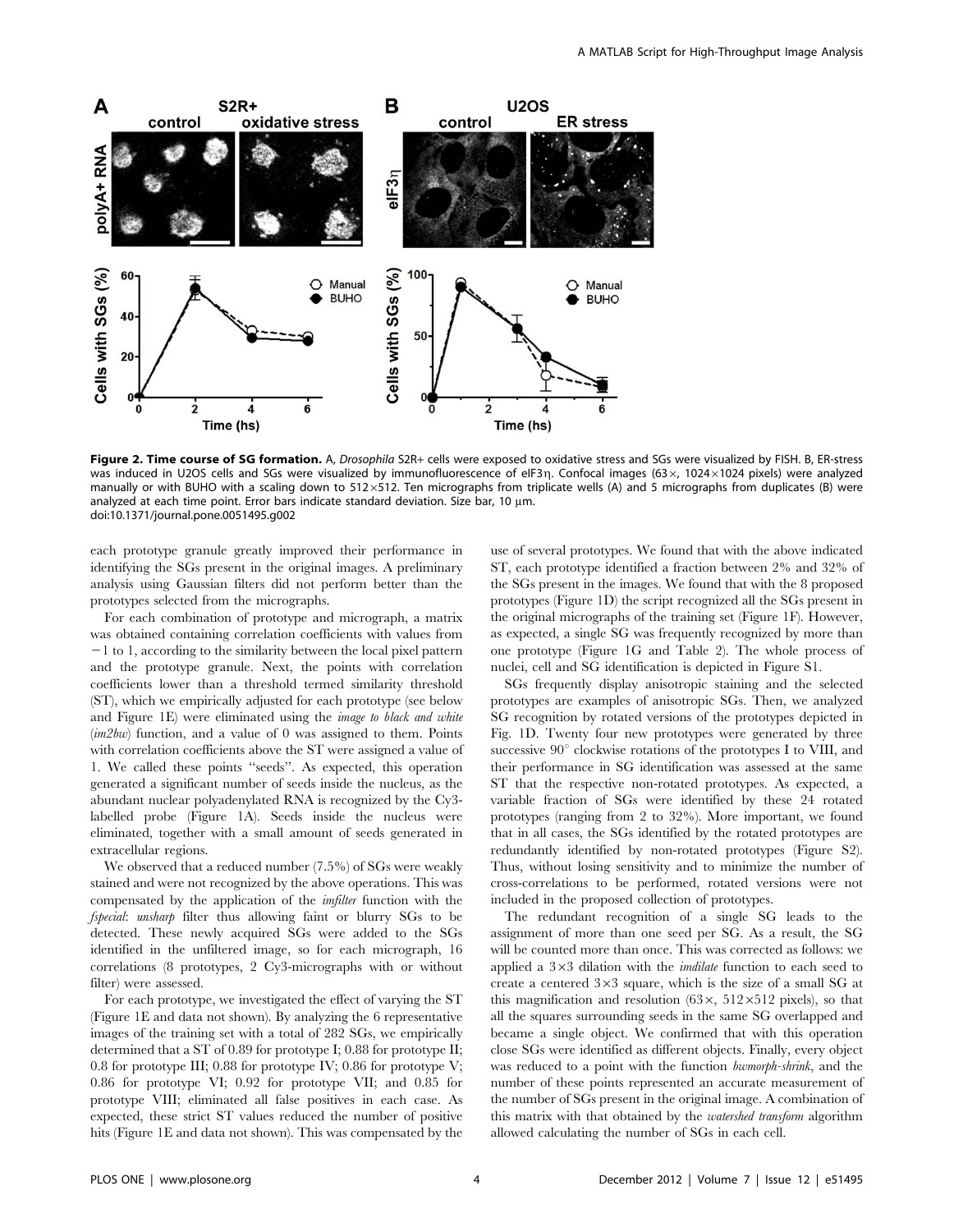**Figure 2. Time course of SG formation.** A, *Drosophila* S2R+ cells were exposed to oxidative stress and SGs were visualized by FISH. B, ER-stress was induced in U2OS cells and SGs were visualized by immunofluorescence of eIF3η. Confocal images (63×, 1024×1024 pixels) were analyzed manually or with BUHO with a scaling down to 512×512. Ten micrographs from triplicate wells (A) and 5 micrographs from duplicates (B) were analyzed at each time point. Error bars indicate standard deviation. Size bar, 10 μm.
doi:10.1371/journal.pone.0051495.g002

each prototype granule greatly improved their performance in identifying the SGs present in the original images. A preliminary analysis using Gaussian filters did not perform better than the prototypes selected from the micrographs.

For each combination of prototype and micrograph, a matrix was obtained containing correlation coefficients with values from −1 to 1, according to the similarity between the local pixel pattern and the prototype granule. Next, the points with correlation coefficients lower than a threshold termed similarity threshold (ST), which we empirically adjusted for each prototype (see below and Figure 1E) were eliminated using the *image to black and white* (*im2bw*) function, and a value of 0 was assigned to them. Points with correlation coefficients above the ST were assigned a value of 1. We called these points "seeds". As expected, this operation generated a significant number of seeds inside the nucleus, as the abundant nuclear polyadenylated RNA is recognized by the Cy3-labelled probe (Figure 1A). Seeds inside the nucleus were eliminated, together with a small amount of seeds generated in extracellular regions.

We observed that a reduced number (7.5%) of SGs were weakly stained and were not recognized by the above operations. This was compensated by the application of the *imfilter* function with the *fspecial*: *unsharp* filter thus allowing faint or blurry SGs to be detected. These newly acquired SGs were added to the SGs identified in the unfiltered image, so for each micrograph, 16 correlations (8 prototypes, 2 Cy3-micrographs with or without filter) were assessed.

For each prototype, we investigated the effect of varying the ST (Figure 1E and data not shown). By analyzing the 6 representative images of the training set with a total of 282 SGs, we empirically determined that a ST of 0.89 for prototype I; 0.88 for prototype II; 0.8 for prototype III; 0.88 for prototype IV; 0.86 for prototype V; 0.86 for prototype VI; 0.92 for prototype VII; and 0.85 for prototype VIII; eliminated all false positives in each case. As expected, these strict ST values reduced the number of positive hits (Figure 1E and data not shown). This was compensated by the use of several prototypes. We found that with the above indicated ST, each prototype identified a fraction between 2% and 32% of the SGs present in the images. We found that with the 8 proposed prototypes (Figure 1D) the script recognized all the SGs present in the original micrographs of the training set (Figure 1F). However, as expected, a single SG was frequently recognized by more than one prototype (Figure 1G and Table 2). The whole process of nuclei, cell and SG identification is depicted in Figure S1.

SGs frequently display anisotropic staining and the selected prototypes are examples of anisotropic SGs. Then, we analyzed SG recognition by rotated versions of the prototypes depicted in Fig. 1D. Twenty four new prototypes were generated by three successive 90° clockwise rotations of the prototypes I to VIII, and their performance in SG identification was assessed at the same ST that the respective non-rotated prototypes. As expected, a variable fraction of SGs were identified by these 24 rotated prototypes (ranging from 2 to 32%). More important, we found that in all cases, the SGs identified by the rotated prototypes are redundantly identified by non-rotated prototypes (Figure S2). Thus, without losing sensitivity and to minimize the number of cross-correlations to be performed, rotated versions were not included in the proposed collection of prototypes.

The redundant recognition of a single SG leads to the assignment of more than one seed per SG. As a result, the SG will be counted more than once. This was corrected as follows: we applied a 3×3 dilation with the *imdilate* function to each seed to create a centered 3×3 square, which is the size of a small SG at this magnification and resolution (63×, 512×512 pixels), so that all the squares surrounding seeds in the same SG overlapped and became a single object. We confirmed that with this operation close SGs were identified as different objects. Finally, every object was reduced to a point with the function *bwmorph-shrink*, and the number of these points represented an accurate measurement of the number of SGs present in the original image. A combination of this matrix with that obtained by the *watershed transform* algorithm allowed calculating the number of SGs in each cell.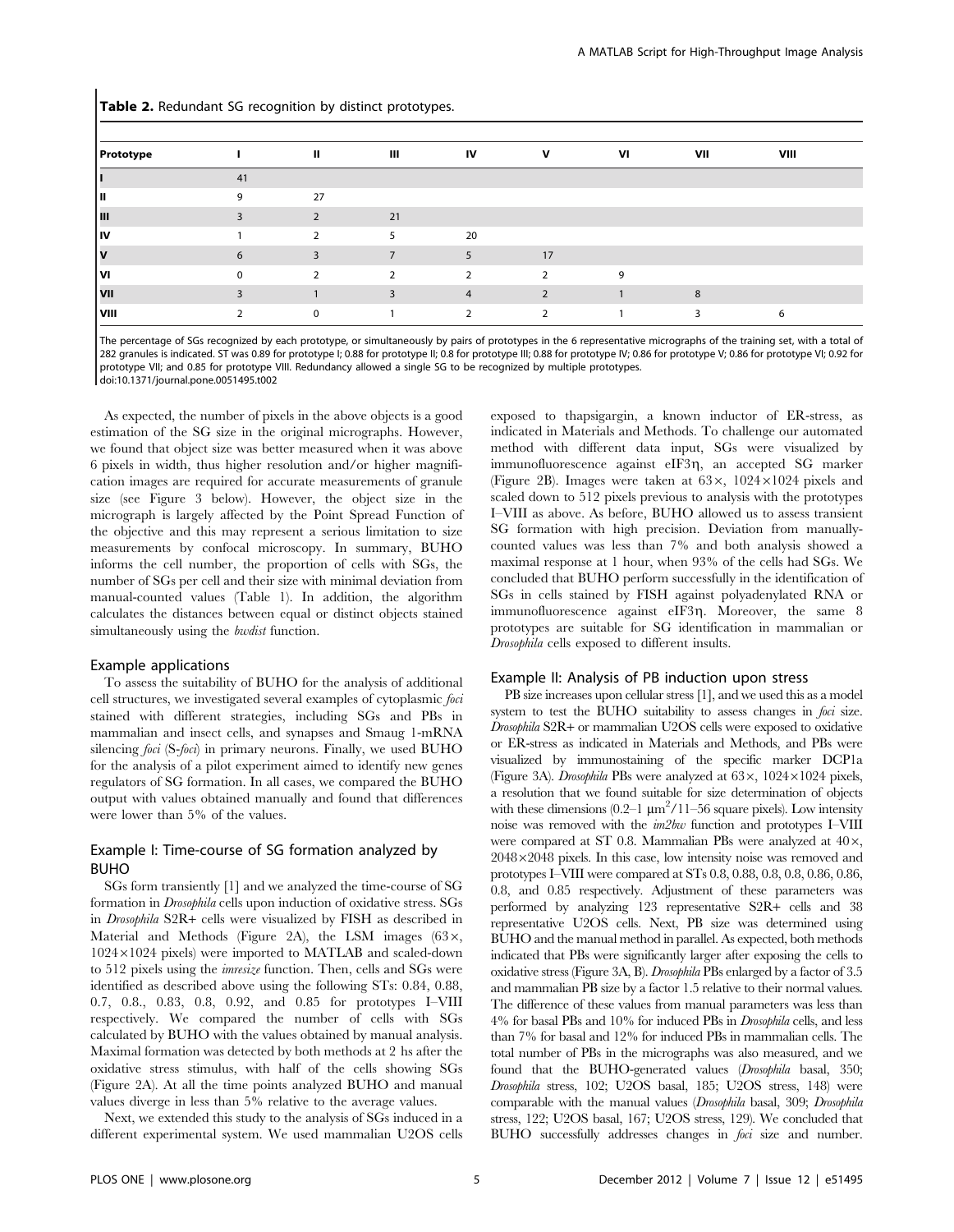**Table 2.** Redundant SG recognition by distinct prototypes.

| Prototype | I | II | III | IV | V | VI | VII | VIII |
|---|---|---|---|---|---|---|---|---|
| I | 41 | | | | | | | |
| II | 9 | 27 | | | | | | |
| III | 3 | 2 | 21 | | | | | |
| IV | 1 | 2 | 5 | 20 | | | | |
| V | 6 | 3 | 7 | 5 | 17 | | | |
| VI | 0 | 2 | 2 | 2 | 2 | 9 | | |
| VII | 3 | 1 | 3 | 4 | 2 | 1 | 8 | |
| VIII | 2 | 0 | 1 | 2 | 2 | 1 | 3 | 6 |

The percentage of SGs recognized by each prototype, or simultaneously by pairs of prototypes in the 6 representative micrographs of the training set, with a total of 282 granules is indicated. ST was 0.89 for prototype I; 0.88 for prototype II; 0.8 for prototype III; 0.88 for prototype IV; 0.86 for prototype V; 0.86 for prototype VI; 0.92 for prototype VII; and 0.85 for prototype VIII. Redundancy allowed a single SG to be recognized by multiple prototypes.
doi:10.1371/journal.pone.0051495.t002

As expected, the number of pixels in the above objects is a good estimation of the SG size in the original micrographs. However, we found that object size was better measured when it was above 6 pixels in width, thus higher resolution and/or higher magnification images are required for accurate measurements of granule size (see Figure 3 below). However, the object size in the micrograph is largely affected by the Point Spread Function of the objective and this may represent a serious limitation to size measurements by confocal microscopy. In summary, BUHO informs the cell number, the proportion of cells with SGs, the number of SGs per cell and their size with minimal deviation from manual-counted values (Table 1). In addition, the algorithm calculates the distances between equal or distinct objects stained simultaneously using the *bwdist* function.

### Example applications

To assess the suitability of BUHO for the analysis of additional cell structures, we investigated several examples of cytoplasmic *foci* stained with different strategies, including SGs and PBs in mammalian and insect cells, and synapses and Smaug 1-mRNA silencing *foci* (S-*foci*) in primary neurons. Finally, we used BUHO for the analysis of a pilot experiment aimed to identify new genes regulators of SG formation. In all cases, we compared the BUHO output with values obtained manually and found that differences were lower than 5% of the values.

### Example I: Time-course of SG formation analyzed by BUHO

SGs form transiently [1] and we analyzed the time-course of SG formation in *Drosophila* cells upon induction of oxidative stress. SGs in *Drosophila* S2R+ cells were visualized by FISH as described in Material and Methods (Figure 2A), the LSM images (63×, 1024×1024 pixels) were imported to MATLAB and scaled-down to 512 pixels using the *imresize* function. Then, cells and SGs were identified as described above using the following STs: 0.84, 0.88, 0.7, 0.8., 0.83, 0.8, 0.92, and 0.85 for prototypes I–VIII respectively. We compared the number of cells with SGs calculated by BUHO with the values obtained by manual analysis. Maximal formation was detected by both methods at 2 hs after the oxidative stress stimulus, with half of the cells showing SGs (Figure 2A). At all the time points analyzed BUHO and manual values diverge in less than 5% relative to the average values.

Next, we extended this study to the analysis of SGs induced in a different experimental system. We used mammalian U2OS cells exposed to thapsigargin, a known inductor of ER-stress, as indicated in Materials and Methods. To challenge our automated method with different data input, SGs were visualized by immunofluorescence against eIF3η, an accepted SG marker (Figure 2B). Images were taken at 63×, 1024×1024 pixels and scaled down to 512 pixels previous to analysis with the prototypes I–VIII as above. As before, BUHO allowed us to assess transient SG formation with high precision. Deviation from manually-counted values was less than 7% and both analysis showed a maximal response at 1 hour, when 93% of the cells had SGs. We concluded that BUHO perform successfully in the identification of SGs in cells stained by FISH against polyadenylated RNA or immunofluorescence against eIF3η. Moreover, the same 8 prototypes are suitable for SG identification in mammalian or *Drosophila* cells exposed to different insults.

### Example II: Analysis of PB induction upon stress

PB size increases upon cellular stress [1], and we used this as a model system to test the BUHO suitability to assess changes in *foci* size. *Drosophila* S2R+ or mammalian U2OS cells were exposed to oxidative or ER-stress as indicated in Materials and Methods, and PBs were visualized by immunostaining of the specific marker DCP1a (Figure 3A). *Drosophila* PBs were analyzed at 63×, 1024×1024 pixels, a resolution that we found suitable for size determination of objects with these dimensions (0.2–1 $\mu m^2$/11–56 square pixels). Low intensity noise was removed with the *im2bw* function and prototypes I–VIII were compared at ST 0.8. Mammalian PBs were analyzed at 40×, 2048×2048 pixels. In this case, low intensity noise was removed and prototypes I–VIII were compared at STs 0.8, 0.88, 0.8, 0.8, 0.86, 0.86, 0.8, and 0.85 respectively. Adjustment of these parameters was performed by analyzing 123 representative S2R+ cells and 38 representative U2OS cells. Next, PB size was determined using BUHO and the manual method in parallel. As expected, both methods indicated that PBs were significantly larger after exposing the cells to oxidative stress (Figure 3A, B). *Drosophila* PBs enlarged by a factor of 3.5 and mammalian PB size by a factor 1.5 relative to their normal values. The difference of these values from manual parameters was less than 4% for basal PBs and 10% for induced PBs in *Drosophila* cells, and less than 7% for basal and 12% for induced PBs in mammalian cells. The total number of PBs in the micrographs was also measured, and we found that the BUHO-generated values (*Drosophila* basal, 350; *Drosophila* stress, 102; U2OS basal, 185; U2OS stress, 148) were comparable with the manual values (*Drosophila* basal, 309; *Drosophila* stress, 122; U2OS basal, 167; U2OS stress, 129). We concluded that BUHO successfully addresses changes in *foci* size and number.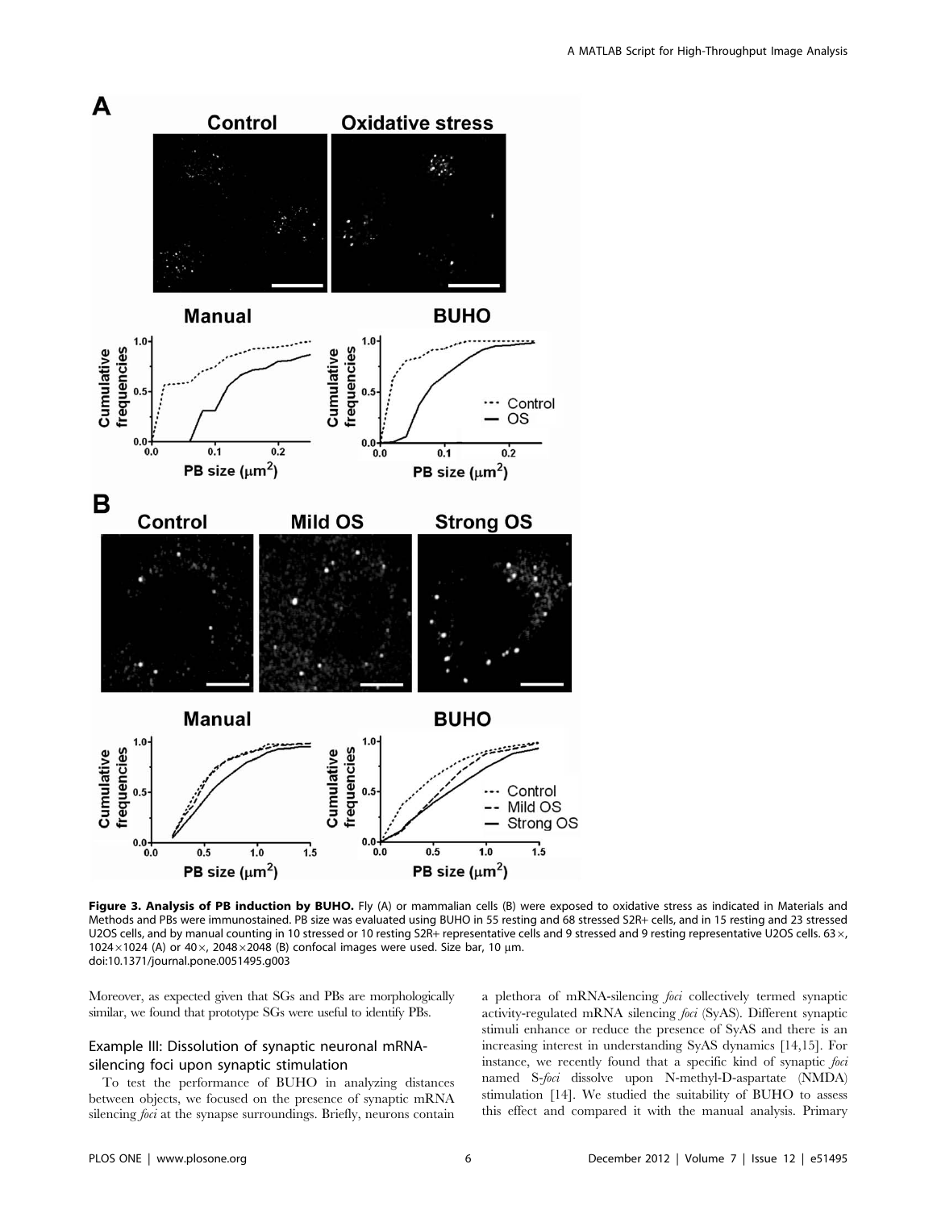**Figure 3. Analysis of PB induction by BUHO.** Fly (A) or mammalian cells (B) were exposed to oxidative stress as indicated in Materials and Methods and PBs were immunostained. PB size was evaluated using BUHO in 55 resting and 68 stressed S2R+ cells, and in 15 resting and 23 stressed U2OS cells, and by manual counting in 10 stressed or 10 resting S2R+ representative cells and 9 stressed and 9 resting representative U2OS cells. 63×, 1024×1024 (A) or 40×, 2048×2048 (B) confocal images were used. Size bar, 10 μm.
doi:10.1371/journal.pone.0051495.g003

Moreover, as expected given that SGs and PBs are morphologically similar, we found that prototype SGs were useful to identify PBs.

### Example III: Dissolution of synaptic neuronal mRNA-silencing foci upon synaptic stimulation

To test the performance of BUHO in analyzing distances between objects, we focused on the presence of synaptic mRNA silencing *foci* at the synapse surroundings. Briefly, neurons contain a plethora of mRNA-silencing *foci* collectively termed synaptic activity-regulated mRNA silencing *foci* (SyAS). Different synaptic stimuli enhance or reduce the presence of SyAS and there is an increasing interest in understanding SyAS dynamics [14,15]. For instance, we recently found that a specific kind of synaptic *foci* named S-*foci* dissolve upon N-methyl-D-aspartate (NMDA) stimulation [14]. We studied the suitability of BUHO to assess this effect and compared it with the manual analysis. Primary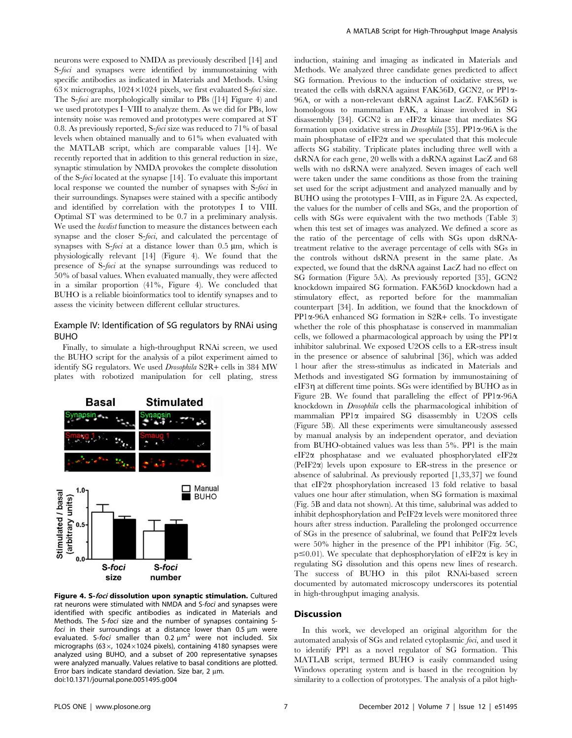neurons were exposed to NMDA as previously described [14] and S-*foci* and synapses were identified by immunostaining with specific antibodies as indicated in Materials and Methods. Using 63× micrographs, 1024×1024 pixels, we first evaluated S-*foci* size. The S-*foci* are morphologically similar to PBs ([14] Figure 4) and we used prototypes I–VIII to analyze them. As we did for PBs, low intensity noise was removed and prototypes were compared at ST 0.8. As previously reported, S-*foci* size was reduced to 71% of basal levels when obtained manually and to 61% when evaluated with the MATLAB script, which are comparable values [14]. We recently reported that in addition to this general reduction in size, synaptic stimulation by NMDA provokes the complete dissolution of the S-*foci* located at the synapse [14]. To evaluate this important local response we counted the number of synapses with S-*foci* in their surroundings. Synapses were stained with a specific antibody and identified by correlation with the prototypes I to VIII. Optimal ST was determined to be 0.7 in a preliminary analysis. We used the *bwdist* function to measure the distances between each synapse and the closer S-*foci*, and calculated the percentage of synapses with S-*foci* at a distance lower than 0.5 µm, which is physiologically relevant [14] (Figure 4). We found that the presence of S-*foci* at the synapse surroundings was reduced to 50% of basal values. When evaluated manually, they were affected in a similar proportion (41%, Figure 4). We concluded that BUHO is a reliable bioinformatics tool to identify synapses and to assess the vicinity between different cellular structures.

## Example IV: Identification of SG regulators by RNAi using BUHO

Finally, to simulate a high-throughput RNAi screen, we used the BUHO script for the analysis of a pilot experiment aimed to identify SG regulators. We used *Drosophila* S2R+ cells in 384 MW plates with robotized manipulation for cell plating, stress induction, staining and imaging as indicated in Materials and Methods. We analyzed three candidate genes predicted to affect SG formation. Previous to the induction of oxidative stress, we treated the cells with dsRNA against FAK56D, GCN2, or PP1α-96A, or with a non-relevant dsRNA against LacZ. FAK56D is homologous to mammalian FAK, a kinase involved in SG disassembly [34]. GCN2 is an eIF2α kinase that mediates SG formation upon oxidative stress in *Drosophila* [35]. PP1α-96A is the main phosphatase of eIF2α and we speculated that this molecule affects SG stability. Triplicate plates including three well with a dsRNA for each gene, 20 wells with a dsRNA against LacZ and 68 wells with no dsRNA were analyzed. Seven images of each well were taken under the same conditions as those from the training set used for the script adjustment and analyzed manually and by BUHO using the prototypes I–VIII, as in Figure 2A. As expected, the values for the number of cells and SGs, and the proportion of cells with SGs were equivalent with the two methods (Table 3) when this test set of images was analyzed. We defined a score as the ratio of the percentage of cells with SGs upon dsRNA-treatment relative to the average percentage of cells with SGs in the controls without dsRNA present in the same plate. As expected, we found that the dsRNA against LacZ had no effect on SG formation (Figure 5A). As previously reported [35], GCN2 knockdown impaired SG formation. FAK56D knockdown had a stimulatory effect, as reported before for the mammalian counterpart [34]. In addition, we found that the knockdown of PP1α-96A enhanced SG formation in S2R+ cells. To investigate whether the role of this phosphatase is conserved in mammalian cells, we followed a pharmacological approach by using the PP1α inhibitor salubrinal. We exposed U2OS cells to a ER-stress insult in the presence or absence of salubrinal [36], which was added 1 hour after the stress-stimulus as indicated in Materials and Methods and investigated SG formation by immunostaining of eIF3η at different time points. SGs were identified by BUHO as in Figure 2B. We found that paralleling the effect of PP1α-96A knockdown in *Drosophila* cells the pharmacological inhibition of mammalian PP1α impaired SG disassembly in U2OS cells (Figure 5B). All these experiments were simultaneously assessed by manual analysis by an independent operator, and deviation from BUHO-obtained values was less than 5%. PP1 is the main eIF2α phosphatase and we evaluated phosphorylated eIF2α (PeIF2α) levels upon exposure to ER-stress in the presence or absence of salubrinal. As previously reported [1,33,37] we found that eIF2α phosphorylation increased 13 fold relative to basal values one hour after stimulation, when SG formation is maximal (Fig. 5B and data not shown). At this time, salubrinal was added to inhibit dephosphorylation and PeIF2α levels were monitored three hours after stress induction. Paralleling the prolonged occurrence of SGs in the presence of salubrinal, we found that PeIF2α levels were 50% higher in the presence of the PP1 inhibitor (Fig. 5C, $p \leq 0.01$). We speculate that dephosphorylation of eIF2α is key in regulating SG dissolution and this opens new lines of research. The success of BUHO in this pilot RNAi-based screen documented by automated microscopy underscores its potential in high-throughput imaging analysis.

**Figure 4. S-*foci* dissolution upon synaptic stimulation.** Cultured rat neurons were stimulated with NMDA and S-*foci* and synapses were identified with specific antibodies as indicated in Materials and Methods. The S-*foci* size and the number of synapses containing S-*foci* in their surroundings at a distance lower than 0.5 µm were evaluated. S-*foci* smaller than 0.2 µm$^2$ were not included. Six micrographs (63×, 1024×1024 pixels), containing 4180 synapses were analyzed using BUHO, and a subset of 200 representative synapses were analyzed manually. Values relative to basal conditions are plotted. Error bars indicate standard deviation. Size bar, 2 µm.
doi:10.1371/journal.pone.0051495.g004

## Discussion

In this work, we developed an original algorithm for the automated analysis of SGs and related cytoplasmic *foci*, and used it to identify PP1 as a novel regulator of SG formation. This MATLAB script, termed BUHO is easily commanded using Windows operating system and is based in the recognition by similarity to a collection of prototypes. The analysis of a pilot high-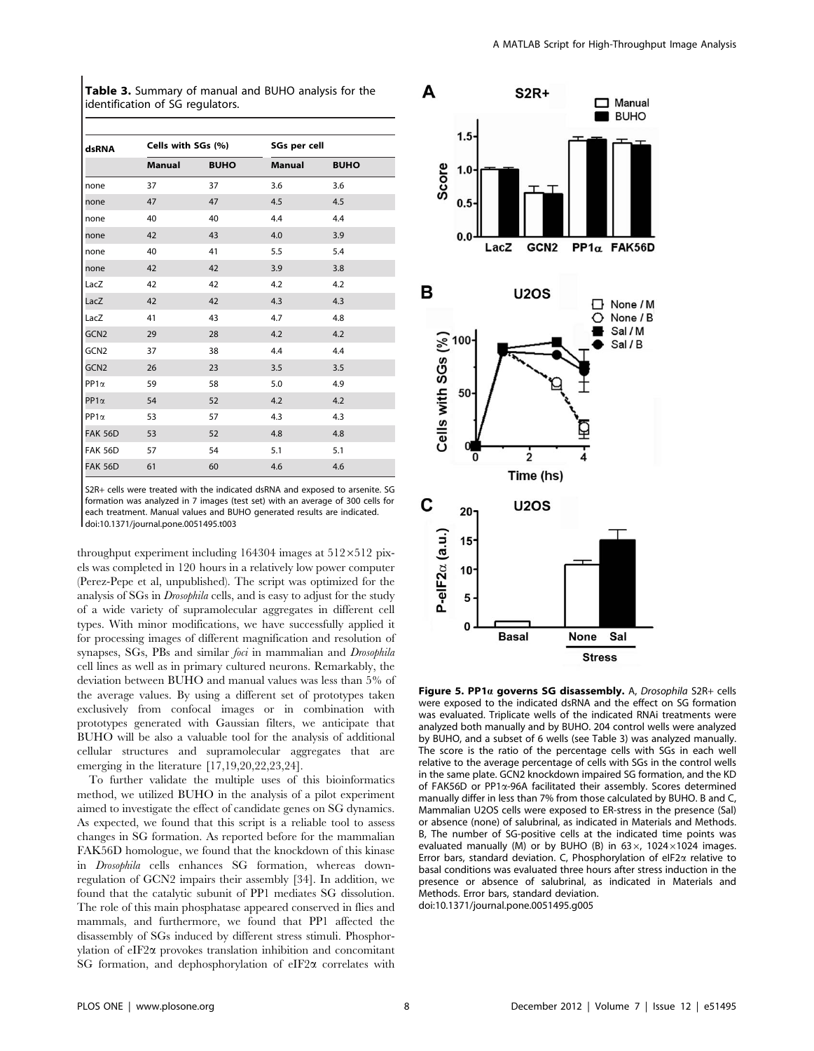**Table 3.** Summary of manual and BUHO analysis for the identification of SG regulators.

| dsRNA | Cells with SGs (%) | | SGs per cell | |
|---|---|---|---|---|
| | Manual | BUHO | Manual | BUHO |
| none | 37 | 37 | 3.6 | 3.6 |
| none | 47 | 47 | 4.5 | 4.5 |
| none | 40 | 40 | 4.4 | 4.4 |
| none | 42 | 43 | 4.0 | 3.9 |
| none | 40 | 41 | 5.5 | 5.4 |
| none | 42 | 42 | 3.9 | 3.8 |
| LacZ | 42 | 42 | 4.2 | 4.2 |
| LacZ | 42 | 42 | 4.3 | 4.3 |
| LacZ | 41 | 43 | 4.7 | 4.8 |
| GCN2 | 29 | 28 | 4.2 | 4.2 |
| GCN2 | 37 | 38 | 4.4 | 4.4 |
| GCN2 | 26 | 23 | 3.5 | 3.5 |
| PP1α | 59 | 58 | 5.0 | 4.9 |
| PP1α | 54 | 52 | 4.2 | 4.2 |
| PP1α | 53 | 57 | 4.3 | 4.3 |
| FAK 56D | 53 | 52 | 4.8 | 4.8 |
| FAK 56D | 57 | 54 | 5.1 | 5.1 |
| FAK 56D | 61 | 60 | 4.6 | 4.6 |

S2R+ cells were treated with the indicated dsRNA and exposed to arsenite. SG formation was analyzed in 7 images (test set) with an average of 300 cells for each treatment. Manual values and BUHO generated results are indicated.
doi:10.1371/journal.pone.0051495.t003

throughput experiment including 164304 images at 512×512 pixels was completed in 120 hours in a relatively low power computer (Perez-Pepe et al, unpublished). The script was optimized for the analysis of SGs in *Drosophila* cells, and is easy to adjust for the study of a wide variety of supramolecular aggregates in different cell types. With minor modifications, we have successfully applied it for processing images of different magnification and resolution of synapses, SGs, PBs and similar *foci* in mammalian and *Drosophila* cell lines as well as in primary cultured neurons. Remarkably, the deviation between BUHO and manual values was less than 5% of the average values. By using a different set of prototypes taken exclusively from confocal images or in combination with prototypes generated with Gaussian filters, we anticipate that BUHO will be also a valuable tool for the analysis of additional cellular structures and supramolecular aggregates that are emerging in the literature [17,19,20,22,23,24].

To further validate the multiple uses of this bioinformatics method, we utilized BUHO in the analysis of a pilot experiment aimed to investigate the effect of candidate genes on SG dynamics. As expected, we found that this script is a reliable tool to assess changes in SG formation. As reported before for the mammalian FAK56D homologue, we found that the knockdown of this kinase in *Drosophila* cells enhances SG formation, whereas downregulation of GCN2 impairs their assembly [34]. In addition, we found that the catalytic subunit of PP1 mediates SG dissolution. The role of this main phosphatase appeared conserved in flies and mammals, and furthermore, we found that PP1 affected the disassembly of SGs induced by different stress stimuli. Phosphorylation of eIF2α provokes translation inhibition and concomitant SG formation, and dephosphorylation of eIF2α correlates with

**Figure 5. PP1α governs SG disassembly.** A, *Drosophila* S2R+ cells were exposed to the indicated dsRNA and the effect on SG formation was evaluated. Triplicate wells of the indicated RNAi treatments were analyzed both manually and by BUHO. 204 control wells were analyzed by BUHO, and a subset of 6 wells (see Table 3) was analyzed manually. The score is the ratio of the percentage cells with SGs in each well relative to the average percentage of cells with SGs in the control wells in the same plate. GCN2 knockdown impaired SG formation, and the KD of FAK56D or PP1α-96A facilitated their assembly. Scores determined manually differ in less than 7% from those calculated by BUHO. B and C, Mammalian U2OS cells were exposed to ER-stress in the presence (Sal) or absence (none) of salubrinal, as indicated in Materials and Methods. B, The number of SG-positive cells at the indicated time points was evaluated manually (M) or by BUHO (B) in 63×, 1024×1024 images. Error bars, standard deviation. C, Phosphorylation of eIF2α relative to basal conditions was evaluated three hours after stress induction in the presence or absence of salubrinal, as indicated in Materials and Methods. Error bars, standard deviation.
doi:10.1371/journal.pone.0051495.g005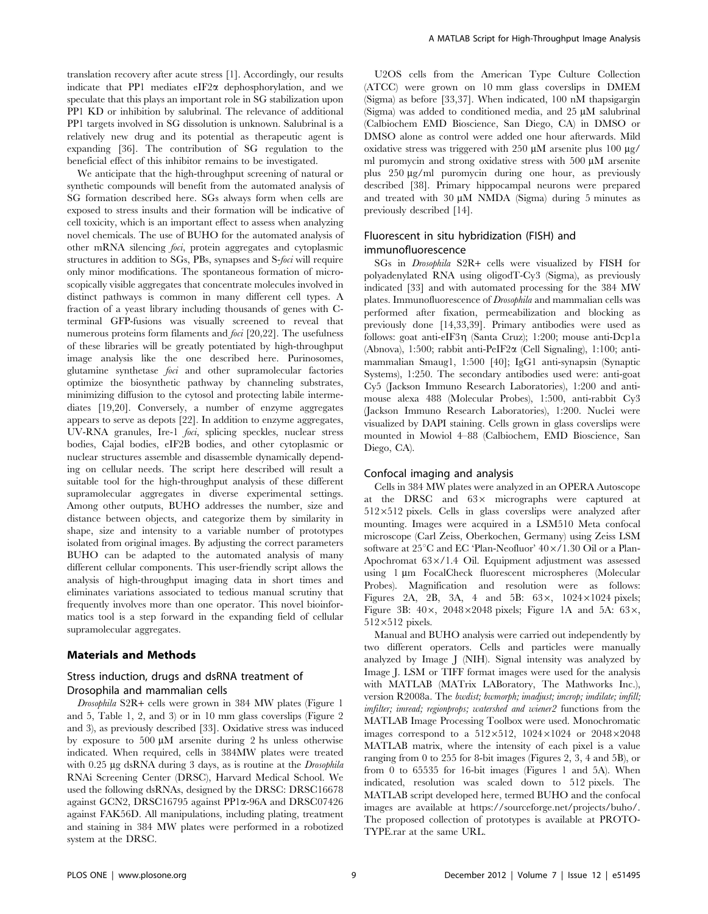translation recovery after acute stress [1]. Accordingly, our results indicate that PP1 mediates eIF2α dephosphorylation, and we speculate that this plays an important role in SG stabilization upon PP1 KD or inhibition by salubrinal. The relevance of additional PP1 targets involved in SG dissolution is unknown. Salubrinal is a relatively new drug and its potential as therapeutic agent is expanding [36]. The contribution of SG regulation to the beneficial effect of this inhibitor remains to be investigated.

We anticipate that the high-throughput screening of natural or synthetic compounds will benefit from the automated analysis of SG formation described here. SGs always form when cells are exposed to stress insults and their formation will be indicative of cell toxicity, which is an important effect to assess when analyzing novel chemicals. The use of BUHO for the automated analysis of other mRNA silencing *foci*, protein aggregates and cytoplasmic structures in addition to SGs, PBs, synapses and S-*foci* will require only minor modifications. The spontaneous formation of microscopically visible aggregates that concentrate molecules involved in distinct pathways is common in many different cell types. A fraction of a yeast library including thousands of genes with C-terminal GFP-fusions was visually screened to reveal that numerous proteins form filaments and *foci* [20,22]. The usefulness of these libraries will be greatly potentiated by high-throughput image analysis like the one described here. Purinosomes, glutamine synthetase *foci* and other supramolecular factories optimize the biosynthetic pathway by channeling substrates, minimizing diffusion to the cytosol and protecting labile intermediates [19,20]. Conversely, a number of enzyme aggregates appears to serve as depots [22]. In addition to enzyme aggregates, UV-RNA granules, Ire-1 *foci*, splicing speckles, nuclear stress bodies, Cajal bodies, eIF2B bodies, and other cytoplasmic or nuclear structures assemble and disassemble dynamically depending on cellular needs. The script here described will result a suitable tool for the high-throughput analysis of these different supramolecular aggregates in diverse experimental settings. Among other outputs, BUHO addresses the number, size and distance between objects, and categorize them by similarity in shape, size and intensity to a variable number of prototypes isolated from original images. By adjusting the correct parameters BUHO can be adapted to the automated analysis of many different cellular components. This user-friendly script allows the analysis of high-throughput imaging data in short times and eliminates variations associated to tedious manual scrutiny that frequently involves more than one operator. This novel bioinformatics tool is a step forward in the expanding field of cellular supramolecular aggregates.

## Materials and Methods

### Stress induction, drugs and dsRNA treatment of Drosophila and mammalian cells

*Drosophila* S2R+ cells were grown in 384 MW plates (Figure 1 and 5, Table 1, 2, and 3) or in 10 mm glass coverslips (Figure 2 and 3), as previously described [33]. Oxidative stress was induced by exposure to 500 µM arsenite during 2 hs unless otherwise indicated. When required, cells in 384MW plates were treated with 0.25 µg dsRNA during 3 days, as is routine at the *Drosophila* RNAi Screening Center (DRSC), Harvard Medical School. We used the following dsRNAs, designed by the DRSC: DRSC16678 against GCN2, DRSC16795 against PP1α-96A and DRSC07426 against FAK56D. All manipulations, including plating, treatment and staining in 384 MW plates were performed in a robotized system at the DRSC.

U2OS cells from the American Type Culture Collection (ATCC) were grown on 10 mm glass coverslips in DMEM (Sigma) as before [33,37]. When indicated, 100 nM thapsigargin (Sigma) was added to conditioned media, and 25 µM salubrinal (Calbiochem EMD Bioscience, San Diego, CA) in DMSO or DMSO alone as control were added one hour afterwards. Mild oxidative stress was triggered with 250 µM arsenite plus 100 µg/ml puromycin and strong oxidative stress with 500 µM arsenite plus 250 µg/ml puromycin during one hour, as previously described [38]. Primary hippocampal neurons were prepared and treated with 30 µM NMDA (Sigma) during 5 minutes as previously described [14].

### Fluorescent in situ hybridization (FISH) and immunofluorescence

SGs in *Drosophila* S2R+ cells were visualized by FISH for polyadenylated RNA using oligodT-Cy3 (Sigma), as previously indicated [33] and with automated processing for the 384 MW plates. Immunofluorescence of *Drosophila* and mammalian cells was performed after fixation, permeabilization and blocking as previously done [14,33,39]. Primary antibodies were used as follows: goat anti-eIF3η (Santa Cruz); 1:200; mouse anti-Dcp1a (Abnova), 1:500; rabbit anti-PeIF2α (Cell Signaling), 1:100; anti-mammalian Smaug1, 1:500 [40]; IgG1 anti-synapsin (Synaptic Systems), 1:250. The secondary antibodies used were: anti-goat Cy5 (Jackson Immuno Research Laboratories), 1:200 and anti-mouse alexa 488 (Molecular Probes), 1:500, anti-rabbit Cy3 (Jackson Immuno Research Laboratories), 1:200. Nuclei were visualized by DAPI staining. Cells grown in glass coverslips were mounted in Mowiol 4–88 (Calbiochem, EMD Bioscience, San Diego, CA).

### Confocal imaging and analysis

Cells in 384 MW plates were analyzed in an OPERA Autoscope at the DRSC and 63× micrographs were captured at 512×512 pixels. Cells in glass coverslips were analyzed after mounting. Images were acquired in a LSM510 Meta confocal microscope (Carl Zeiss, Oberkochen, Germany) using Zeiss LSM software at 25°C and EC 'Plan-Neofluor' 40×/1.30 Oil or a Plan-Apochromat 63×/1.4 Oil. Equipment adjustment was assessed using 1 µm FocalCheck fluorescent microspheres (Molecular Probes). Magnification and resolution were as follows: Figures 2A, 2B, 3A, 4 and 5B: 63×, 1024×1024 pixels; Figure 3B: 40×, 2048×2048 pixels; Figure 1A and 5A: 63×, 512×512 pixels.

Manual and BUHO analysis were carried out independently by two different operators. Cells and particles were manually analyzed by Image J (NIH). Signal intensity was analyzed by Image J. LSM or TIFF format images were used for the analysis with MATLAB (MATrix LABoratory, The Mathworks Inc.), version R2008a. The *bwdist; bwmorph; imadjust; imcrop; imdilate; imfill; imfilter; imread; regionprops; watershed and wiener2* functions from the MATLAB Image Processing Toolbox were used. Monochromatic images correspond to a 512×512, 1024×1024 or 2048×2048 MATLAB matrix, where the intensity of each pixel is a value ranging from 0 to 255 for 8-bit images (Figures 2, 3, 4 and 5B), or from 0 to 65535 for 16-bit images (Figures 1 and 5A). When indicated, resolution was scaled down to 512 pixels. The MATLAB script developed here, termed BUHO and the confocal images are available at https://sourceforge.net/projects/buho/. The proposed collection of prototypes is available at PROTOTYPE.rar at the same URL.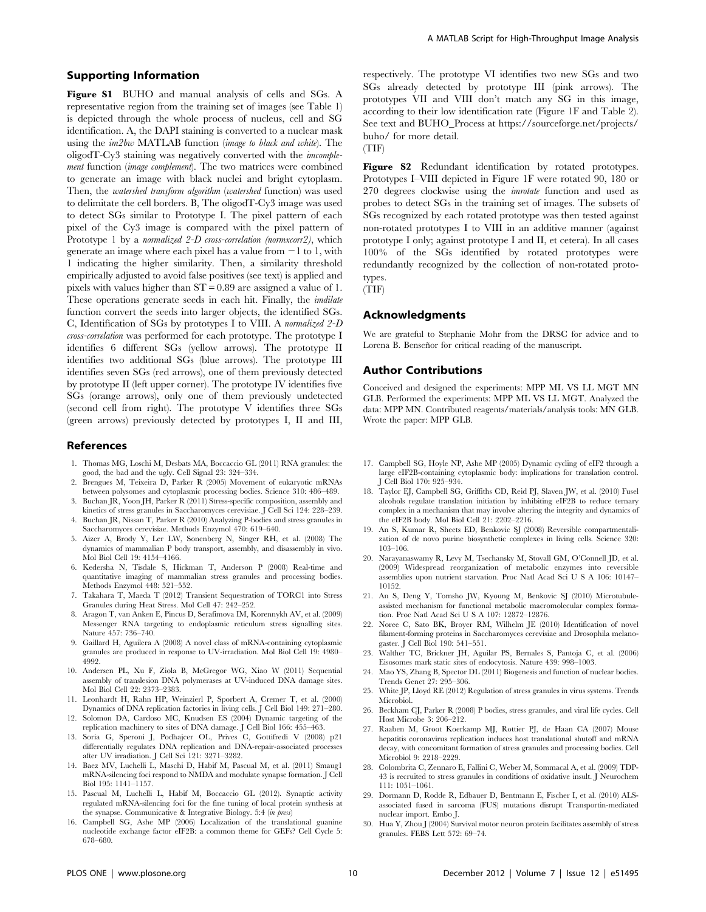## Supporting Information

**Figure S1** BUHO and manual analysis of cells and SGs. A representative region from the training set of images (see Table 1) is depicted through the whole process of nucleus, cell and SG identification. A, the DAPI staining is converted to a nuclear mask using the *im2bw* MATLAB function (*image to black and white*). The oligodT-Cy3 staining was negatively converted with the *imcomplement* function (*image complement*). The two matrices were combined to generate an image with black nuclei and bright cytoplasm. Then, the *watershed transform algorithm* (*watershed* function) was used to delimitate the cell borders. B, The oligodT-Cy3 image was used to detect SGs similar to Prototype I. The pixel pattern of each pixel of the Cy3 image is compared with the pixel pattern of Prototype 1 by a *normalized 2-D cross-correlation (normxcorr2)*, which generate an image where each pixel has a value from −1 to 1, with 1 indicating the higher similarity. Then, a similarity threshold empirically adjusted to avoid false positives (see text) is applied and pixels with values higher than ST = 0.89 are assigned a value of 1. These operations generate seeds in each hit. Finally, the *imdilate* function convert the seeds into larger objects, the identified SGs. C, Identification of SGs by prototypes I to VIII. A *normalized 2-D cross-correlation* was performed for each prototype. The prototype I identifies 6 different SGs (yellow arrows). The prototype II identifies two additional SGs (blue arrows). The prototype III identifies seven SGs (red arrows), one of them previously detected by prototype II (left upper corner). The prototype IV identifies five SGs (orange arrows), only one of them previously undetected (second cell from right). The prototype V identifies three SGs (green arrows) previously detected by prototypes I, II and III, respectively. The prototype VI identifies two new SGs and two SGs already detected by prototype III (pink arrows). The prototypes VII and VIII don't match any SG in this image, according to their low identification rate (Figure 1F and Table 2). See text and BUHO_Process at https://sourceforge.net/projects/buho/ for more detail.
(TIF)

**Figure S2** Redundant identification by rotated prototypes. Prototypes I–VIII depicted in Figure 1F were rotated 90, 180 or 270 degrees clockwise using the *imrotate* function and used as probes to detect SGs in the training set of images. The subsets of SGs recognized by each rotated prototype was then tested against non-rotated prototypes I to VIII in an additive manner (against prototype I only; against prototype I and II, et cetera). In all cases 100% of the SGs identified by rotated prototypes were redundantly recognized by the collection of non-rotated prototypes.
(TIF)

## Acknowledgments

We are grateful to Stephanie Mohr from the DRSC for advice and to Lorena B. Benseñor for critical reading of the manuscript.

## Author Contributions

Conceived and designed the experiments: MPP ML VS LL MGT MN GLB. Performed the experiments: MPP ML VS LL MGT. Analyzed the data: MPP MN. Contributed reagents/materials/analysis tools: MN GLB. Wrote the paper: MPP GLB.

## References

1. Thomas MG, Loschi M, Desbats MA, Boccaccio GL (2011) RNA granules: the good, the bad and the ugly. Cell Signal 23: 324–334.
2. Brengues M, Teixeira D, Parker R (2005) Movement of eukaryotic mRNAs between polysomes and cytoplasmic processing bodies. Science 310: 486–489.
3. Buchan JR, Yoon JH, Parker R (2011) Stress-specific composition, assembly and kinetics of stress granules in Saccharomyces cerevisiae. J Cell Sci 124: 228–239.
4. Buchan JR, Nissan T, Parker R (2010) Analyzing P-bodies and stress granules in Saccharomyces cerevisiae. Methods Enzymol 470: 619–640.
5. Aizer A, Brody Y, Ler LW, Sonenberg N, Singer RH, et al. (2008) The dynamics of mammalian P body transport, assembly, and disassembly in vivo. Mol Biol Cell 19: 4154–4166.
6. Kedersha N, Tisdale S, Hickman T, Anderson P (2008) Real-time and quantitative imaging of mammalian stress granules and processing bodies. Methods Enzymol 448: 521–552.
7. Takahara T, Maeda T (2012) Transient Sequestration of TORC1 into Stress Granules during Heat Stress. Mol Cell 47: 242–252.
8. Aragon T, van Anken E, Pincus D, Serafimova IM, Korennykh AV, et al. (2009) Messenger RNA targeting to endoplasmic reticulum stress signalling sites. Nature 457: 736–740.
9. Gaillard H, Aguilera A (2008) A novel class of mRNA-containing cytoplasmic granules are produced in response to UV-irradiation. Mol Biol Cell 19: 4980–4992.
10. Andersen PL, Xu F, Ziola B, McGregor WG, Xiao W (2011) Sequential assembly of translesion DNA polymerases at UV-induced DNA damage sites. Mol Biol Cell 22: 2373–2383.
11. Leonhardt H, Rahn HP, Weinzierl P, Sporbert A, Cremer T, et al. (2000) Dynamics of DNA replication factories in living cells. J Cell Biol 149: 271–280.
12. Solomon DA, Cardoso MC, Knudsen ES (2004) Dynamic targeting of the replication machinery to sites of DNA damage. J Cell Biol 166: 455–463.
13. Soria G, Speroni J, Podhajcer OL, Prives C, Gottifredi V (2008) p21 differentially regulates DNA replication and DNA-repair-associated processes after UV irradiation. J Cell Sci 121: 3271–3282.
14. Baez MV, Luchelli L, Maschi D, Habif M, Pascual M, et al. (2011) Smaug1 mRNA-silencing foci respond to NMDA and modulate synapse formation. J Cell Biol 195: 1141–1157.
15. Pascual M, Luchelli L, Habif M, Boccaccio GL (2012). Synaptic activity regulated mRNA-silencing foci for the fine tuning of local protein synthesis at the synapse. Communicative & Integrative Biology. 5:4 (*in press*)
16. Campbell SG, Ashe MP (2006) Localization of the translational guanine nucleotide exchange factor eIF2B: a common theme for GEFs? Cell Cycle 5: 678–680.
17. Campbell SG, Hoyle NP, Ashe MP (2005) Dynamic cycling of eIF2 through a large eIF2B-containing cytoplasmic body: implications for translation control. J Cell Biol 170: 925–934.
18. Taylor EJ, Campbell SG, Griffiths CD, Reid PJ, Slaven JW, et al. (2010) Fusel alcohols regulate translation initiation by inhibiting eIF2B to reduce ternary complex in a mechanism that may involve altering the integrity and dynamics of the eIF2B body. Mol Biol Cell 21: 2202–2216.
19. An S, Kumar R, Sheets ED, Benkovic SJ (2008) Reversible compartmentalization of de novo purine biosynthetic complexes in living cells. Science 320: 103–106.
20. Narayanaswamy R, Levy M, Tsechansky M, Stovall GM, O'Connell JD, et al. (2009) Widespread reorganization of metabolic enzymes into reversible assemblies upon nutrient starvation. Proc Natl Acad Sci U S A 106: 10147–10152.
21. An S, Deng Y, Tomsho JW, Kyoung M, Benkovic SJ (2010) Microtubule-assisted mechanism for functional metabolic macromolecular complex formation. Proc Natl Acad Sci U S A 107: 12872–12876.
22. Noree C, Sato BK, Broyer RM, Wilhelm JE (2010) Identification of novel filament-forming proteins in Saccharomyces cerevisiae and Drosophila melanogaster. J Cell Biol 190: 541–551.
23. Walther TC, Brickner JH, Aguilar PS, Bernales S, Pantoja C, et al. (2006) Eisosomes mark static sites of endocytosis. Nature 439: 998–1003.
24. Mao YS, Zhang B, Spector DL (2011) Biogenesis and function of nuclear bodies. Trends Genet 27: 295–306.
25. White JP, Lloyd RE (2012) Regulation of stress granules in virus systems. Trends Microbiol.
26. Beckham CJ, Parker R (2008) P bodies, stress granules, and viral life cycles. Cell Host Microbe 3: 206–212.
27. Raaben M, Groot Koerkamp MJ, Rottier PJ, de Haan CA (2007) Mouse hepatitis coronavirus replication induces host translational shutoff and mRNA decay, with concomitant formation of stress granules and processing bodies. Cell Microbiol 9: 2218–2229.
28. Colombrita C, Zennaro E, Fallini C, Weber M, Sommacal A, et al. (2009) TDP-43 is recruited to stress granules in conditions of oxidative insult. J Neurochem 111: 1051–1061.
29. Dormann D, Rodde R, Edbauer D, Bentmann E, Fischer I, et al. (2010) ALS-associated fused in sarcoma (FUS) mutations disrupt Transportin-mediated nuclear import. Embo J.
30. Hua Y, Zhou J (2004) Survival motor neuron protein facilitates assembly of stress granules. FEBS Lett 572: 69–74.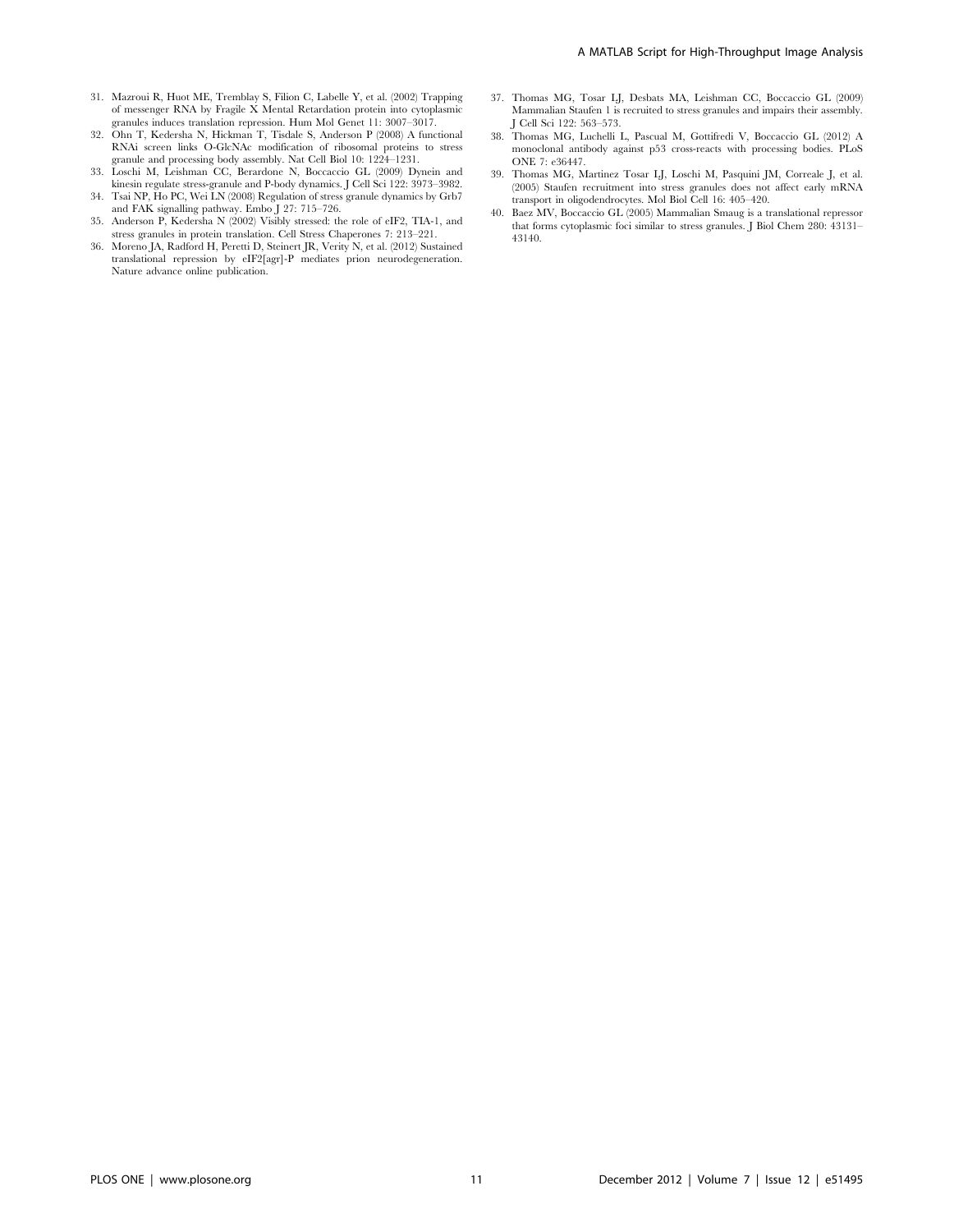31. Mazroui R, Huot ME, Tremblay S, Filion C, Labelle Y, et al. (2002) Trapping of messenger RNA by Fragile X Mental Retardation protein into cytoplasmic granules induces translation repression. Hum Mol Genet 11: 3007–3017.
32. Ohn T, Kedersha N, Hickman T, Tisdale S, Anderson P (2008) A functional RNAi screen links O-GlcNAc modification of ribosomal proteins to stress granule and processing body assembly. Nat Cell Biol 10: 1224–1231.
33. Loschi M, Leishman CC, Berardone N, Boccaccio GL (2009) Dynein and kinesin regulate stress-granule and P-body dynamics. J Cell Sci 122: 3973–3982.
34. Tsai NP, Ho PC, Wei LN (2008) Regulation of stress granule dynamics by Grb7 and FAK signalling pathway. Embo J 27: 715–726.
35. Anderson P, Kedersha N (2002) Visibly stressed: the role of eIF2, TIA-1, and stress granules in protein translation. Cell Stress Chaperones 7: 213–221.
36. Moreno JA, Radford H, Peretti D, Steinert JR, Verity N, et al. (2012) Sustained translational repression by eIF2[agr]-P mediates prion neurodegeneration. Nature advance online publication.
37. Thomas MG, Tosar LJ, Desbats MA, Leishman CC, Boccaccio GL (2009) Mammalian Staufen 1 is recruited to stress granules and impairs their assembly. J Cell Sci 122: 563–573.
38. Thomas MG, Luchelli L, Pascual M, Gottifredi V, Boccaccio GL (2012) A monoclonal antibody against p53 cross-reacts with processing bodies. PLoS ONE 7: e36447.
39. Thomas MG, Martinez Tosar LJ, Loschi M, Pasquini JM, Correale J, et al. (2005) Staufen recruitment into stress granules does not affect early mRNA transport in oligodendrocytes. Mol Biol Cell 16: 405–420.
40. Baez MV, Boccaccio GL (2005) Mammalian Smaug is a translational repressor that forms cytoplasmic foci similar to stress granules. J Biol Chem 280: 43131–43140.